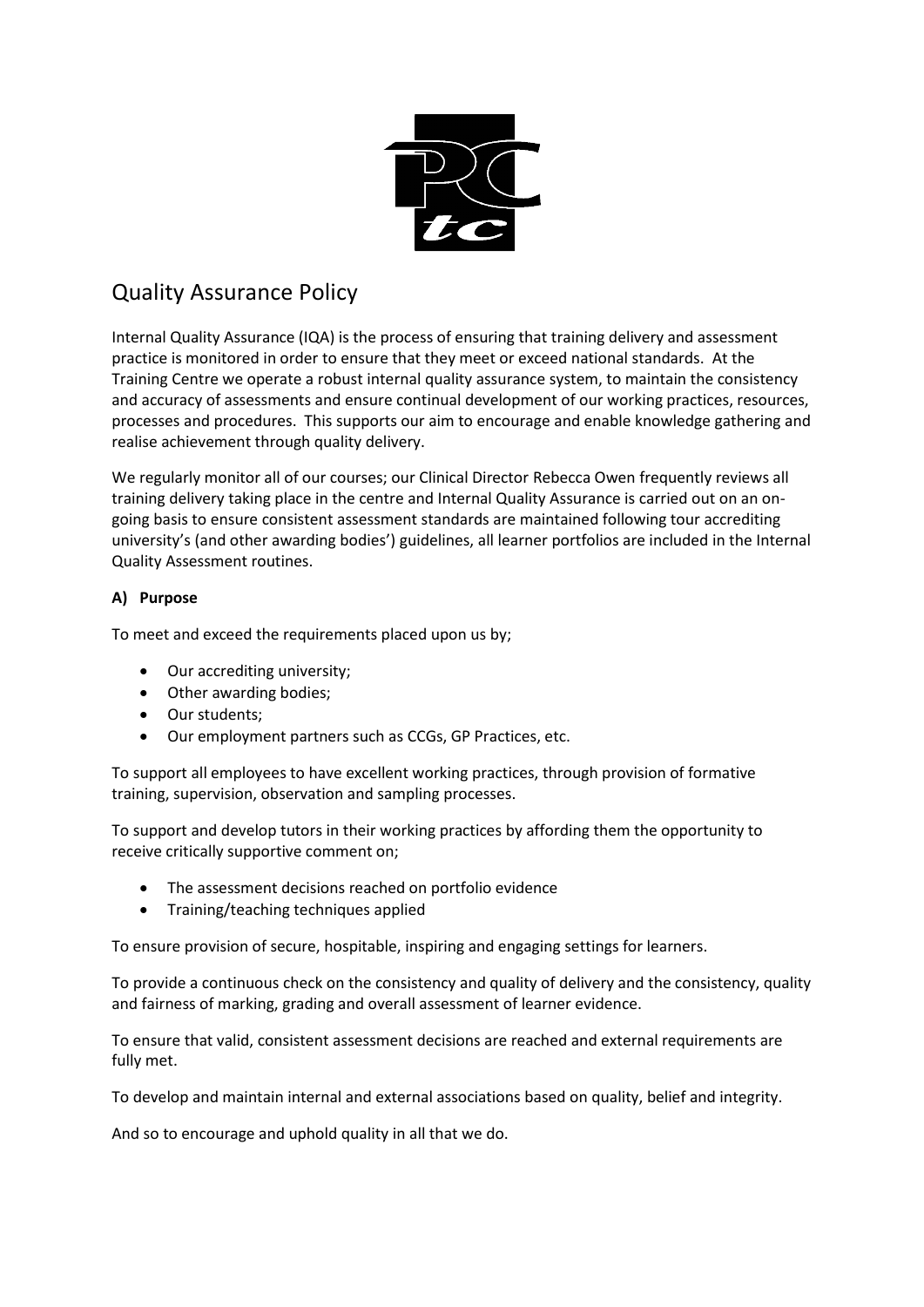# Quality Assurance Policy

Internal Quality Assurance (IQA) is the process of ensuring that training delivery and assessment practice is monitored in order to ensure that they meet or exceed national standards. At the Training Centre we operate a robust internal quality assurance system, to maintain the consistency and accuracy of assessments and ensure continual development of our working practices, resources, processes and procedures. This supports our aim to encourage and enable knowledge gathering and realise achievement through quality delivery.

We regularly monitor all of our courses; our Clinical Director Rebecca Owen frequently reviews all training delivery taking place in the centre and Internal Quality Assurance is carried out on an on-going basis to ensure consistent assessment standards are maintained following tour accrediting university's (and other awarding bodies') guidelines, all learner portfolios are included in the Internal Quality Assessment routines.

## A) Purpose

To meet and exceed the requirements placed upon us by;

- Our accrediting university;
- Other awarding bodies;
- Our students;
- Our employment partners such as CCGs, GP Practices, etc.

To support all employees to have excellent working practices, through provision of formative training, supervision, observation and sampling processes.

To support and develop tutors in their working practices by affording them the opportunity to receive critically supportive comment on;

- The assessment decisions reached on portfolio evidence
- Training/teaching techniques applied

To ensure provision of secure, hospitable, inspiring and engaging settings for learners.

To provide a continuous check on the consistency and quality of delivery and the consistency, quality and fairness of marking, grading and overall assessment of learner evidence.

To ensure that valid, consistent assessment decisions are reached and external requirements are fully met.

To develop and maintain internal and external associations based on quality, belief and integrity.

And so to encourage and uphold quality in all that we do.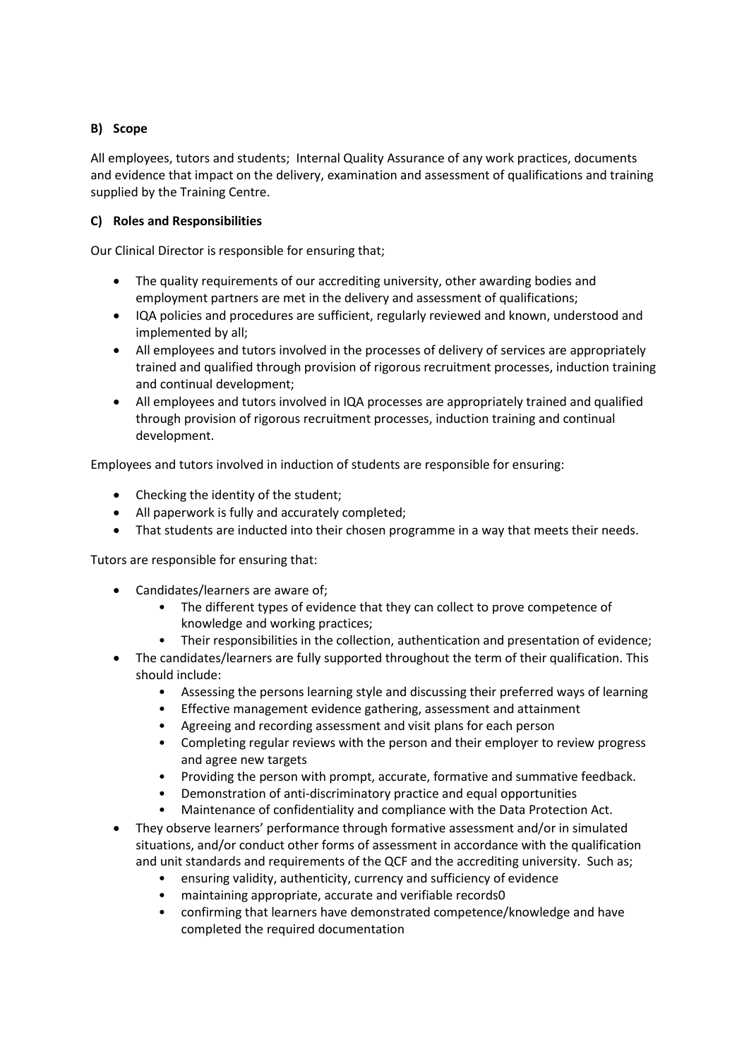**B) Scope**

All employees, tutors and students; Internal Quality Assurance of any work practices, documents and evidence that impact on the delivery, examination and assessment of qualifications and training supplied by the Training Centre.

**C) Roles and Responsibilities**

Our Clinical Director is responsible for ensuring that;

- The quality requirements of our accrediting university, other awarding bodies and employment partners are met in the delivery and assessment of qualifications;
- IQA policies and procedures are sufficient, regularly reviewed and known, understood and implemented by all;
- All employees and tutors involved in the processes of delivery of services are appropriately trained and qualified through provision of rigorous recruitment processes, induction training and continual development;
- All employees and tutors involved in IQA processes are appropriately trained and qualified through provision of rigorous recruitment processes, induction training and continual development.

Employees and tutors involved in induction of students are responsible for ensuring:

- Checking the identity of the student;
- All paperwork is fully and accurately completed;
- That students are inducted into their chosen programme in a way that meets their needs.

Tutors are responsible for ensuring that:

- Candidates/learners are aware of;
  - The different types of evidence that they can collect to prove competence of knowledge and working practices;
  - Their responsibilities in the collection, authentication and presentation of evidence;
- The candidates/learners are fully supported throughout the term of their qualification. This should include:
  - Assessing the persons learning style and discussing their preferred ways of learning
  - Effective management evidence gathering, assessment and attainment
  - Agreeing and recording assessment and visit plans for each person
  - Completing regular reviews with the person and their employer to review progress and agree new targets
  - Providing the person with prompt, accurate, formative and summative feedback.
  - Demonstration of anti-discriminatory practice and equal opportunities
  - Maintenance of confidentiality and compliance with the Data Protection Act.
- They observe learners' performance through formative assessment and/or in simulated situations, and/or conduct other forms of assessment in accordance with the qualification and unit standards and requirements of the QCF and the accrediting university. Such as;
  - ensuring validity, authenticity, currency and sufficiency of evidence
  - maintaining appropriate, accurate and verifiable records0
  - confirming that learners have demonstrated competence/knowledge and have completed the required documentation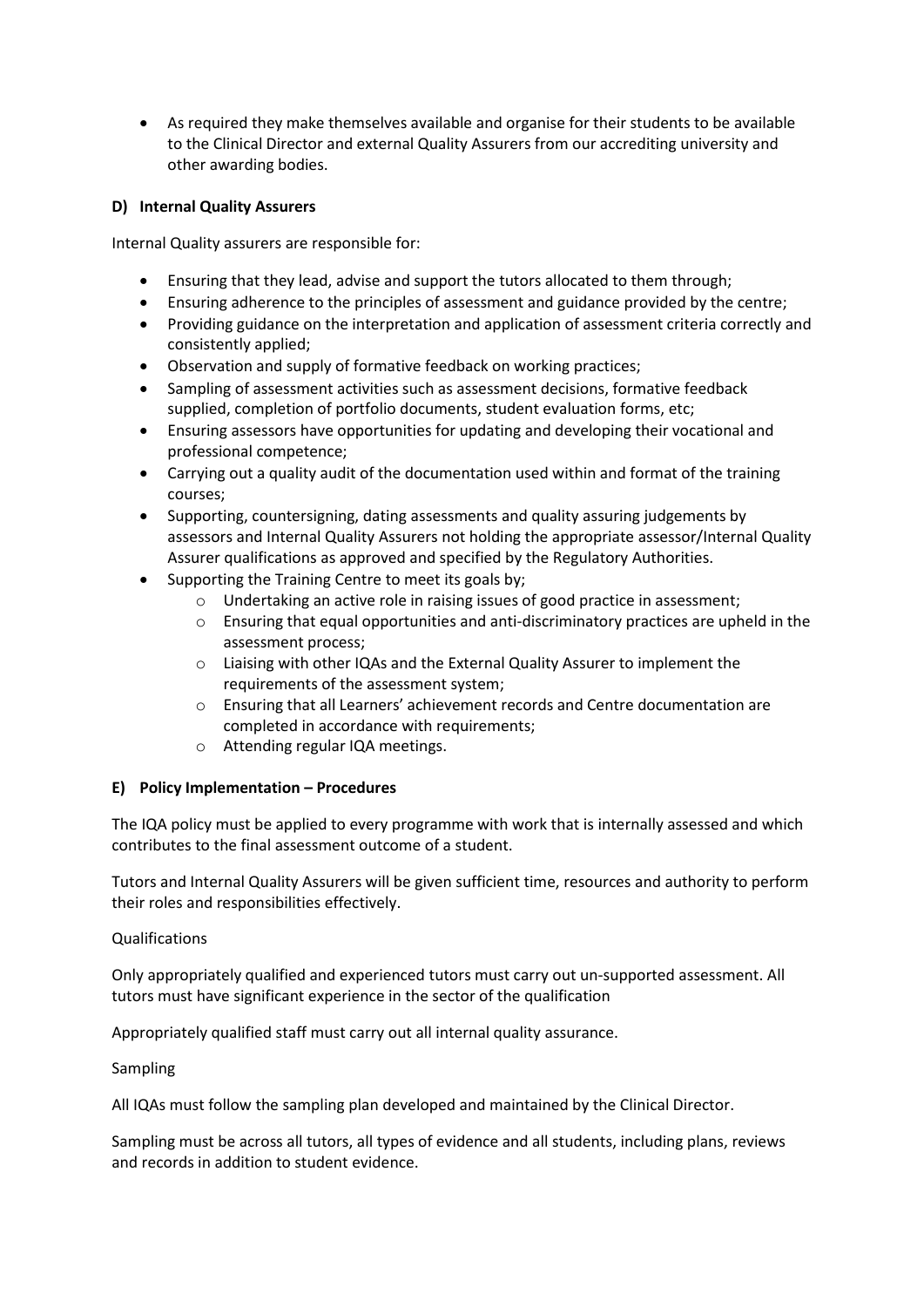- As required they make themselves available and organise for their students to be available to the Clinical Director and external Quality Assurers from our accrediting university and other awarding bodies.

### D) Internal Quality Assurers

Internal Quality assurers are responsible for:

- Ensuring that they lead, advise and support the tutors allocated to them through;
- Ensuring adherence to the principles of assessment and guidance provided by the centre;
- Providing guidance on the interpretation and application of assessment criteria correctly and consistently applied;
- Observation and supply of formative feedback on working practices;
- Sampling of assessment activities such as assessment decisions, formative feedback supplied, completion of portfolio documents, student evaluation forms, etc;
- Ensuring assessors have opportunities for updating and developing their vocational and professional competence;
- Carrying out a quality audit of the documentation used within and format of the training courses;
- Supporting, countersigning, dating assessments and quality assuring judgements by assessors and Internal Quality Assurers not holding the appropriate assessor/Internal Quality Assurer qualifications as approved and specified by the Regulatory Authorities.
- Supporting the Training Centre to meet its goals by;
    - Undertaking an active role in raising issues of good practice in assessment;
    - Ensuring that equal opportunities and anti-discriminatory practices are upheld in the assessment process;
    - Liaising with other IQAs and the External Quality Assurer to implement the requirements of the assessment system;
    - Ensuring that all Learners' achievement records and Centre documentation are completed in accordance with requirements;
    - Attending regular IQA meetings.

### E) Policy Implementation – Procedures

The IQA policy must be applied to every programme with work that is internally assessed and which contributes to the final assessment outcome of a student.

Tutors and Internal Quality Assurers will be given sufficient time, resources and authority to perform their roles and responsibilities effectively.

Qualifications

Only appropriately qualified and experienced tutors must carry out un-supported assessment. All tutors must have significant experience in the sector of the qualification

Appropriately qualified staff must carry out all internal quality assurance.

Sampling

All IQAs must follow the sampling plan developed and maintained by the Clinical Director.

Sampling must be across all tutors, all types of evidence and all students, including plans, reviews and records in addition to student evidence.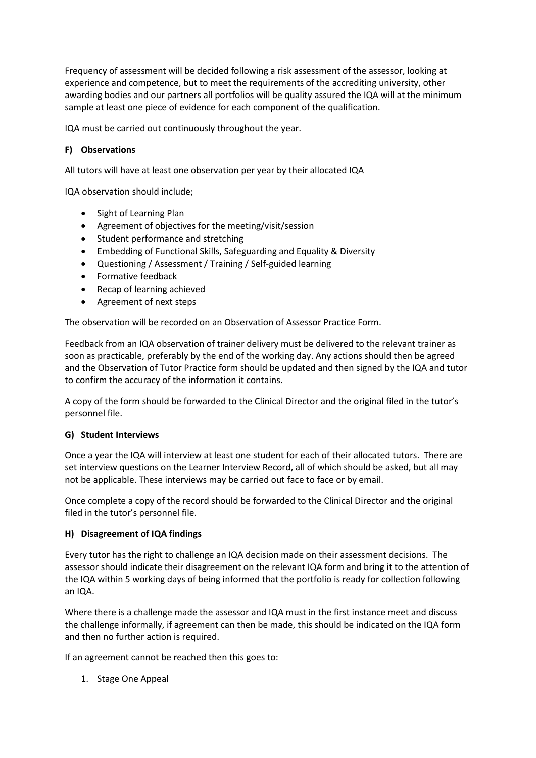Frequency of assessment will be decided following a risk assessment of the assessor, looking at experience and competence, but to meet the requirements of the accrediting university, other awarding bodies and our partners all portfolios will be quality assured the IQA will at the minimum sample at least one piece of evidence for each component of the qualification.

IQA must be carried out continuously throughout the year.

### F) Observations

All tutors will have at least one observation per year by their allocated IQA

IQA observation should include;

- Sight of Learning Plan
- Agreement of objectives for the meeting/visit/session
- Student performance and stretching
- Embedding of Functional Skills, Safeguarding and Equality & Diversity
- Questioning / Assessment / Training / Self-guided learning
- Formative feedback
- Recap of learning achieved
- Agreement of next steps

The observation will be recorded on an Observation of Assessor Practice Form.

Feedback from an IQA observation of trainer delivery must be delivered to the relevant trainer as soon as practicable, preferably by the end of the working day. Any actions should then be agreed and the Observation of Tutor Practice form should be updated and then signed by the IQA and tutor to confirm the accuracy of the information it contains.

A copy of the form should be forwarded to the Clinical Director and the original filed in the tutor's personnel file.

### G) Student Interviews

Once a year the IQA will interview at least one student for each of their allocated tutors. There are set interview questions on the Learner Interview Record, all of which should be asked, but all may not be applicable. These interviews may be carried out face to face or by email.

Once complete a copy of the record should be forwarded to the Clinical Director and the original filed in the tutor's personnel file.

### H) Disagreement of IQA findings

Every tutor has the right to challenge an IQA decision made on their assessment decisions. The assessor should indicate their disagreement on the relevant IQA form and bring it to the attention of the IQA within 5 working days of being informed that the portfolio is ready for collection following an IQA.

Where there is a challenge made the assessor and IQA must in the first instance meet and discuss the challenge informally, if agreement can then be made, this should be indicated on the IQA form and then no further action is required.

If an agreement cannot be reached then this goes to:

1. Stage One Appeal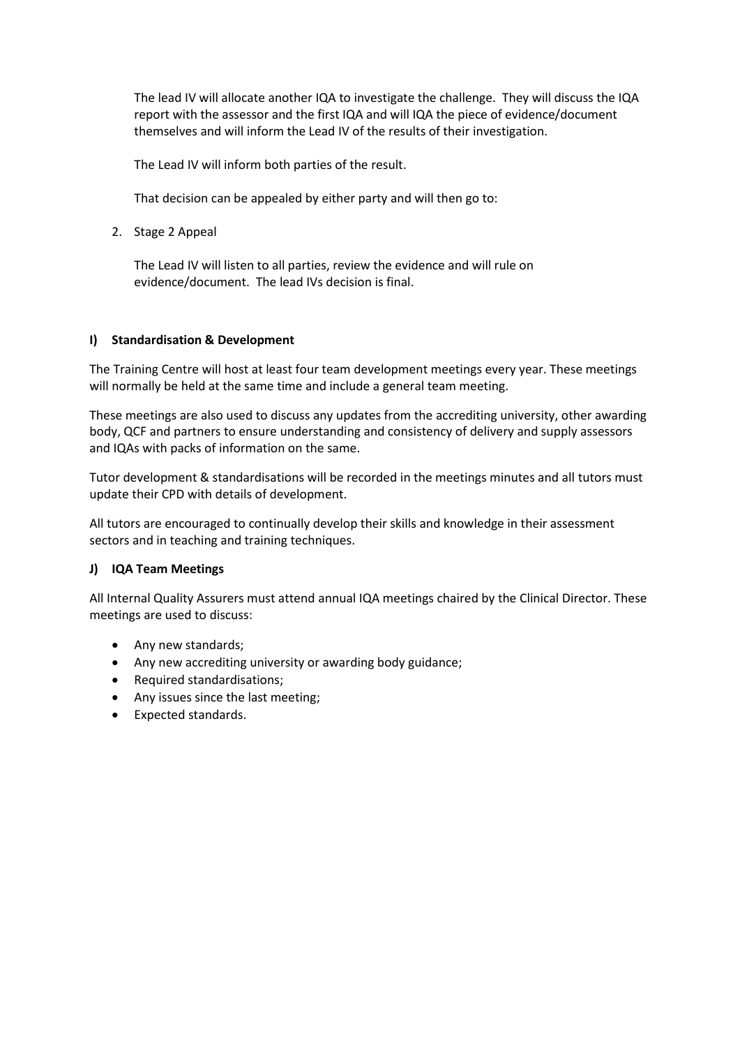The lead IV will allocate another IQA to investigate the challenge. They will discuss the IQA report with the assessor and the first IQA and will IQA the piece of evidence/document themselves and will inform the Lead IV of the results of their investigation.

The Lead IV will inform both parties of the result.

That decision can be appealed by either party and will then go to:

2. Stage 2 Appeal

   The Lead IV will listen to all parties, review the evidence and will rule on evidence/document. The lead IVs decision is final.

#### I) Standardisation & Development

The Training Centre will host at least four team development meetings every year. These meetings will normally be held at the same time and include a general team meeting.

These meetings are also used to discuss any updates from the accrediting university, other awarding body, QCF and partners to ensure understanding and consistency of delivery and supply assessors and IQAs with packs of information on the same.

Tutor development & standardisations will be recorded in the meetings minutes and all tutors must update their CPD with details of development.

All tutors are encouraged to continually develop their skills and knowledge in their assessment sectors and in teaching and training techniques.

#### J) IQA Team Meetings

All Internal Quality Assurers must attend annual IQA meetings chaired by the Clinical Director. These meetings are used to discuss:

- Any new standards;
- Any new accrediting university or awarding body guidance;
- Required standardisations;
- Any issues since the last meeting;
- Expected standards.